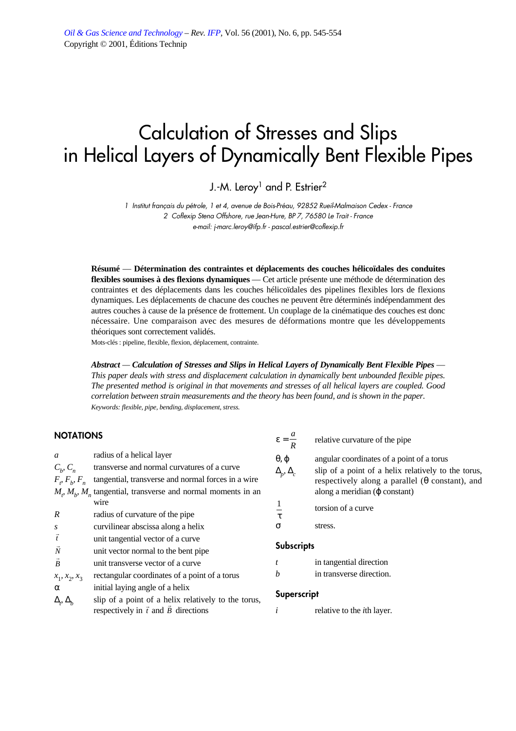# Calculation of Stresses and Slips in Helical Layers of Dynamically Bent Flexible Pipes

J.-M. Leroy[1] and P. Estrier[2]

*1 Institut français du pétrole, 1 et 4, avenue de Bois-Préau, 92852 Rueil-Malmaison Cedex - France*
*2 Coflexip Stena Offshore, rue Jean-Hure, BP 7, 76580 Le Trait - France*
*e-mail: j-marc.leroy@ifp.fr - pascal.estrier@coflexip.fr*

**Résumé** — **Détermination des contraintes et déplacements des couches hélicoïdales des conduites flexibles soumises à des flexions dynamiques** — Cet article présente une méthode de détermination des contraintes et des déplacements dans les couches hélicoïdales des pipelines flexibles lors de flexions dynamiques. Les déplacements de chacune des couches ne peuvent être déterminés indépendamment des autres couches à cause de la présence de frottement. Un couplage de la cinématique des couches est donc nécessaire. Une comparaison avec des mesures de déformations montre que les développements théoriques sont correctement validés.

Mots-clés : pipeline, flexible, flexion, déplacement, contrainte.

***Abstract*** — ***Calculation of Stresses and Slips in Helical Layers of Dynamically Bent Flexible Pipes*** — *This paper deals with stress and displacement calculation in dynamically bent unbounded flexible pipes. The presented method is original in that movements and stresses of all helical layers are coupled. Good correlation between strain measurements and the theory has been found, and is shown in the paper.*

*Keywords: flexible, pipe, bending, displacement, stress.*

## NOTATIONS

| | |
|---|---|
| $a$ | radius of a helical layer |
| $C_b, C_n$ | transverse and normal curvatures of a curve |
| $F_t, F_b, F_n$ | tangential, transverse and normal forces in a wire |
| $M_t, M_b, M_n$ | tangential, transverse and normal moments in an wire |
| $R$ | radius of curvature of the pipe |
| $s$ | curvilinear abscissa along a helix |
| $\vec{t}$ | unit tangential vector of a curve |
| $\vec{N}$ | unit vector normal to the bent pipe |
| $\vec{B}$ | unit transverse vector of a curve |
| $x_1, x_2, x_3$ | rectangular coordinates of a point of a torus |
| $\alpha$ | initial laying angle of a helix |
| $\Delta_t, \Delta_b$ | slip of a point of a helix relatively to the torus, respectively in $\vec{t}$ and $\vec{B}$ directions |
| $\varepsilon = \dfrac{a}{R}$ | relative curvature of the pipe |
| $\theta, \varphi$ | angular coordinates of a point of a torus |
| $\Delta_p, \Delta_c$ | slip of a point of a helix relatively to the torus, respectively along a parallel ($\theta$ constant), and along a meridian ($\varphi$ constant) |
| $\dfrac{1}{\tau}$ | torsion of a curve |
| $\sigma$ | stress. |

### Subscripts

| | |
|---|---|
| $t$ | in tangential direction |
| $b$ | in transverse direction. |

### Superscript

| | |
|---|---|
| $i$ | relative to the $i$th layer. |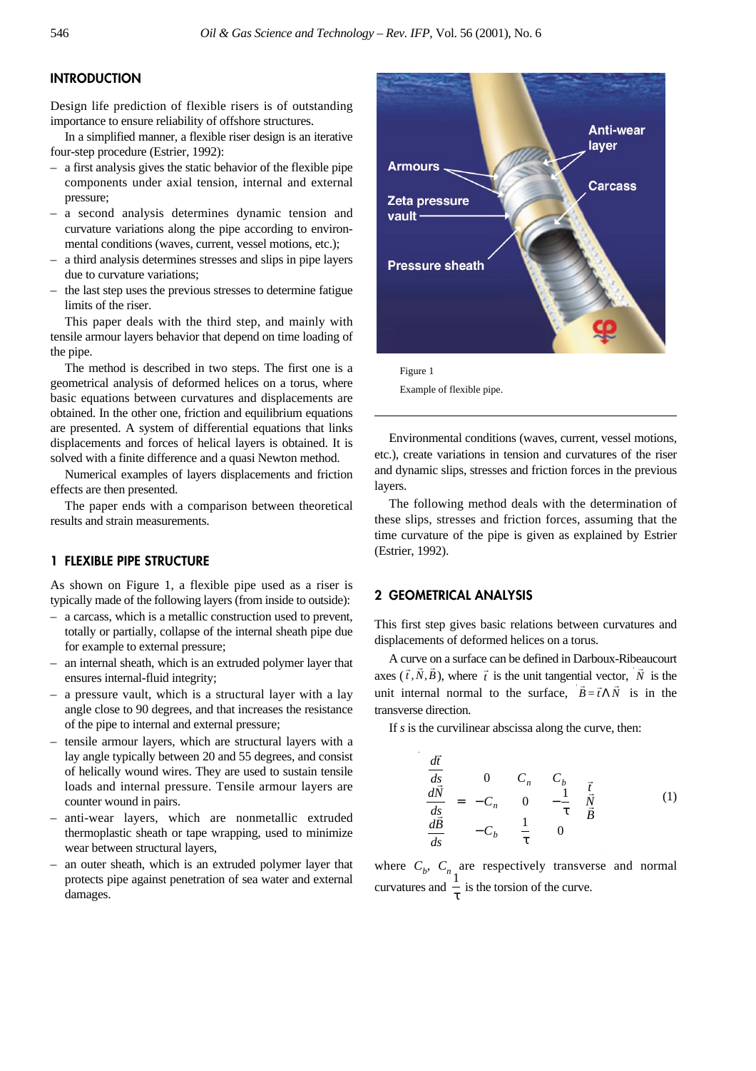## INTRODUCTION

Design life prediction of flexible risers is of outstanding importance to ensure reliability of offshore structures.

In a simplified manner, a flexible riser design is an iterative four-step procedure (Estrier, 1992):

- a first analysis gives the static behavior of the flexible pipe components under axial tension, internal and external pressure;
- a second analysis determines dynamic tension and curvature variations along the pipe according to environmental conditions (waves, current, vessel motions, etc.);
- a third analysis determines stresses and slips in pipe layers due to curvature variations;
- the last step uses the previous stresses to determine fatigue limits of the riser.

This paper deals with the third step, and mainly with tensile armour layers behavior that depend on time loading of the pipe.

The method is described in two steps. The first one is a geometrical analysis of deformed helices on a torus, where basic equations between curvatures and displacements are obtained. In the other one, friction and equilibrium equations are presented. A system of differential equations that links displacements and forces of helical layers is obtained. It is solved with a finite difference and a quasi Newton method.

Numerical examples of layers displacements and friction effects are then presented.

The paper ends with a comparison between theoretical results and strain measurements.

## 1 FLEXIBLE PIPE STRUCTURE

As shown on Figure 1, a flexible pipe used as a riser is typically made of the following layers (from inside to outside):

- a carcass, which is a metallic construction used to prevent, totally or partially, collapse of the internal sheath pipe due for example to external pressure;
- an internal sheath, which is an extruded polymer layer that ensures internal-fluid integrity;
- a pressure vault, which is a structural layer with a lay angle close to 90 degrees, and that increases the resistance of the pipe to internal and external pressure;
- tensile armour layers, which are structural layers with a lay angle typically between 20 and 55 degrees, and consist of helically wound wires. They are used to sustain tensile loads and internal pressure. Tensile armour layers are counter wound in pairs.
- anti-wear layers, which are nonmetallic extruded thermoplastic sheath or tape wrapping, used to minimize wear between structural layers,
- an outer sheath, which is an extruded polymer layer that protects pipe against penetration of sea water and external damages.

Armours
Zeta pressure vault
Pressure sheath
Anti-wear layer
Carcass

Figure 1

Example of flexible pipe.

Environmental conditions (waves, current, vessel motions, etc.), create variations in tension and curvatures of the riser and dynamic slips, stresses and friction forces in the previous layers.

The following method deals with the determination of these slips, stresses and friction forces, assuming that the time curvature of the pipe is given as explained by Estrier (Estrier, 1992).

## 2 GEOMETRICAL ANALYSIS

This first step gives basic relations between curvatures and displacements of deformed helices on a torus.

A curve on a surface can be defined in Darboux-Ribeaucourt axes ($\vec{t}, \vec{N}, \vec{B}$), where $\vec{t}$ is the unit tangential vector, $\vec{N}$ is the unit internal normal to the surface, $\vec{B} = \vec{t} \wedge \vec{N}$ is in the transverse direction.

If $s$ is the curvilinear abscissa along the curve, then:

$$\begin{pmatrix} \dfrac{d\vec{t}}{ds} \\ \dfrac{d\vec{N}}{ds} \\ \dfrac{d\vec{B}}{ds} \end{pmatrix} = \begin{pmatrix} 0 & C_n & C_b \\ -C_n & 0 & -\dfrac{1}{\tau} \\ -C_b & \dfrac{1}{\tau} & 0 \end{pmatrix} \begin{pmatrix} \vec{t} \\ \vec{N} \\ \vec{B} \end{pmatrix} \tag{1}$$

where $C_b$, $C_n$ are respectively transverse and normal curvatures and $\dfrac{1}{\tau}$ is the torsion of the curve.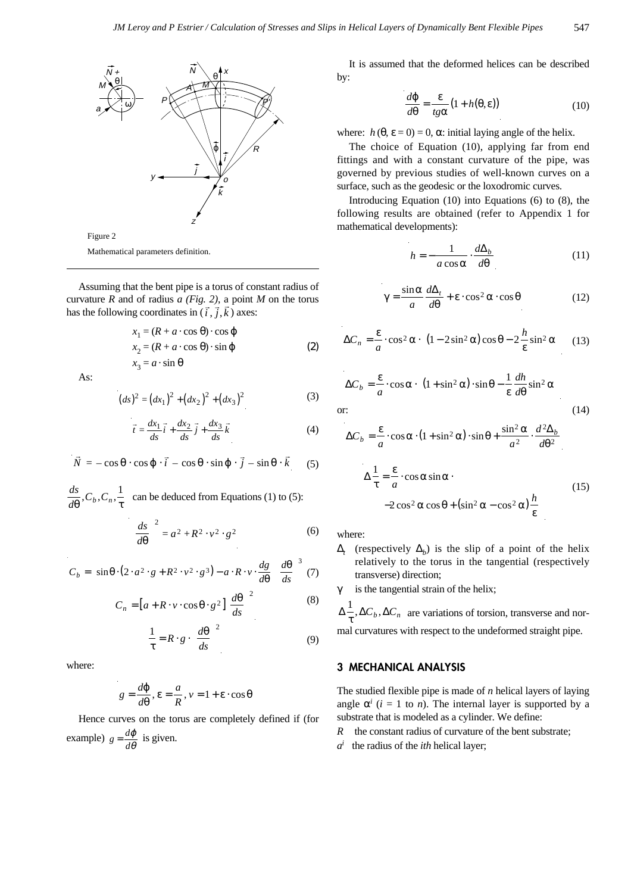Figure 2

Mathematical parameters definition.

Assuming that the bent pipe is a torus of constant radius of curvature *R* and of radius *a (Fig. 2)*, a point *M* on the torus has the following coordinates in $(\vec{i}, \vec{j}, \vec{k})$ axes:

$$x_1 = (R + a \cdot \cos\theta) \cdot \cos\varphi$$
$$x_2 = (R + a \cdot \cos\theta) \cdot \sin\varphi \tag{2}$$
$$x_3 = a \cdot \sin\theta$$

As:

$$(ds)^2 = (dx_1)^2 + (dx_2)^2 + (dx_3)^2 \tag{3}$$

$$\vec{t} = \frac{dx_1}{ds}\vec{i} + \frac{dx_2}{ds}\vec{j} + \frac{dx_3}{ds}\vec{k} \tag{4}$$

$$\vec{N} = -\cos\theta \cdot \cos\varphi \cdot \vec{i} - \cos\theta \cdot \sin\varphi \cdot \vec{j} - \sin\theta \cdot \vec{k} \tag{5}$$

$\frac{ds}{d\theta}, C_b, C_n, \frac{1}{\tau}$ can be deduced from Equations (1) to (5):

$$\left(\frac{ds}{d\theta}\right)^2 = a^2 + R^2 \cdot v^2 \cdot g^2 \tag{6}$$

$$C_b = \left[\sin\theta \cdot \left(2 \cdot a^2 \cdot g + R^2 \cdot v^2 \cdot g^3\right) - a \cdot R \cdot v \cdot \frac{dg}{d\theta}\right]\left(\frac{d\theta}{ds}\right)^3 \tag{7}$$

$$C_n = \left[a + R \cdot v \cdot \cos\theta \cdot g^2\right]\left(\frac{d\theta}{ds}\right)^2 \tag{8}$$

$$\frac{1}{\tau} = R \cdot g \cdot \left(\frac{d\theta}{ds}\right)^2 \tag{9}$$

where:

$$g = \frac{d\varphi}{d\theta},\ \varepsilon = \frac{a}{R},\ v = 1 + \varepsilon \cdot \cos\theta$$

Hence curves on the torus are completely defined if (for example) $g = \frac{d\varphi}{d\theta}$ is given.

It is assumed that the deformed helices can be described by:

$$\frac{d\varphi}{d\theta} = \frac{\varepsilon}{tg\alpha}\left(1 + h(\theta, \varepsilon)\right) \tag{10}$$

where: $h(\theta, \varepsilon = 0) = 0$, $\alpha$: initial laying angle of the helix.

The choice of Equation (10), applying far from end fittings and with a constant curvature of the pipe, was governed by previous studies of well-known curves on a surface, such as the geodesic or the loxodromic curves.

Introducing Equation (10) into Equations (6) to (8), the following results are obtained (refer to Appendix 1 for mathematical developments):

$$h = -\frac{1}{a\cos\alpha} \cdot \frac{d\Delta_b}{d\theta} \tag{11}$$

$$\gamma = \frac{\sin\alpha}{a}\frac{d\Delta_t}{d\theta} + \varepsilon \cdot \cos^2\alpha \cdot \cos\theta \tag{12}$$

$$\Delta C_n = \frac{\varepsilon}{a} \cdot \cos^2\alpha \cdot \left[\left(1 - 2\sin^2\alpha\right)\cos\theta - 2\frac{h}{\varepsilon}\sin^2\alpha\right] \tag{13}$$

$$\Delta C_b = \frac{\varepsilon}{a} \cdot \cos\alpha \cdot \left[\left(1 + \sin^2\alpha\right) \cdot \sin\theta - \frac{1}{\varepsilon}\frac{dh}{d\theta}\sin^2\alpha\right]$$

or: (14)

$$\Delta C_b = \frac{\varepsilon}{a} \cdot \cos\alpha \cdot \left(1 + \sin^2\alpha\right) \cdot \sin\theta + \frac{\sin^2\alpha}{a^2} \cdot \frac{d^2\Delta_b}{d\theta^2}$$

$$\Delta\frac{1}{\tau} = \frac{\varepsilon}{a} \cdot \cos\alpha\sin\alpha \cdot \left[-2\cos^2\alpha\cos\theta + \left(\sin^2\alpha - \cos^2\alpha\right)\frac{h}{\varepsilon}\right] \tag{15}$$

where:

- $\Delta_t$ (respectively $\Delta_b$) is the slip of a point of the helix relatively to the torus in the tangential (respectively transverse) direction;
- $\gamma$ is the tangential strain of the helix;

$\Delta\frac{1}{\tau}, \Delta C_b, \Delta C_n$ are variations of torsion, transverse and normal curvatures with respect to the undeformed straight pipe.

## 3 MECHANICAL ANALYSIS

The studied flexible pipe is made of *n* helical layers of laying angle $\alpha^i$ ($i$ = 1 to $n$). The internal layer is supported by a substrate that is modeled as a cylinder. We define:

- $R$ the constant radius of curvature of the bent substrate;
- $a^i$ the radius of the *ith* helical layer;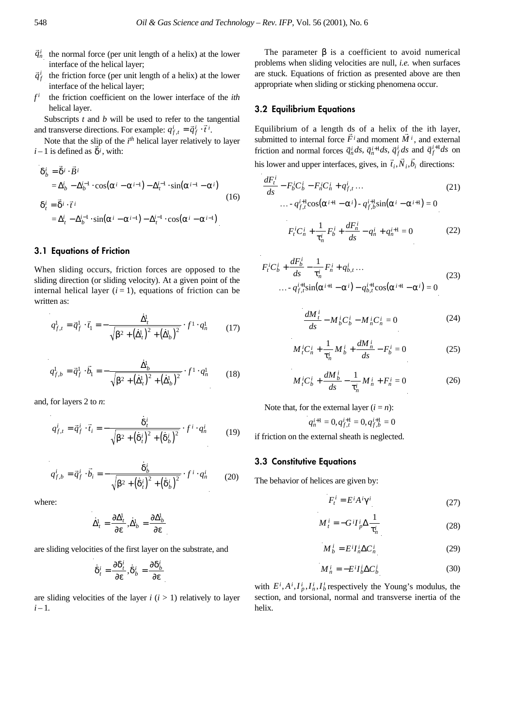$\vec{q}_n^i$ the normal force (per unit length of a helix) at the lower interface of the helical layer;

$\vec{q}_f^i$ the friction force (per unit length of a helix) at the lower interface of the helical layer;

$f^i$ the friction coefficient on the lower interface of the *ith* helical layer.

Subscripts $t$ and $b$ will be used to refer to the tangential and transverse directions. For example: $q_{f,t}^i = \vec{q}_f^i \cdot \vec{t}^i$.

Note that the slip of the $i^{th}$ helical layer relatively to layer $i-1$ is defined as $\vec{\delta}^i$, with:

$$
\begin{aligned}
\delta_b^i &= \vec{\delta}^i \cdot \vec{B}^i \\
&= \Delta_b^i - \Delta_b^{i-1} \cdot \cos(\alpha^i - \alpha^{i-1}) - \Delta_t^{i-1} \cdot \sin(\alpha^{i-1} - \alpha^i) \\
\delta_t^i &= \vec{\delta}^i \cdot \vec{t}^i \\
&= \Delta_t^i - \Delta_b^{i-1} \cdot \sin(\alpha^i - \alpha^{i-1}) - \Delta_t^{i-1} \cdot \cos(\alpha^i - \alpha^{i-1})
\end{aligned}
\tag{16}
$$

### 3.1 Equations of Friction

When sliding occurs, friction forces are opposed to the sliding direction (or sliding velocity). At a given point of the internal helical layer ($i = 1$), equations of friction can be written as:

$$q_{f,t}^1 = \vec{q}_f^1 \cdot \vec{t}_1 = -\frac{\dot{\Delta}_t^1}{\sqrt{\beta^2 + (\dot{\Delta}_t^1)^2 + (\dot{\Delta}_b^1)^2}} \cdot f^1 \cdot q_n^1 \tag{17}$$

$$q_{f,b}^1 = \vec{q}_f^1 \cdot \vec{b}_1 = -\frac{\dot{\Delta}_b^1}{\sqrt{\beta^2 + (\dot{\Delta}_t^1)^2 + (\dot{\Delta}_b^1)^2}} \cdot f^1 \cdot q_n^1 \tag{18}$$

and, for layers 2 to $n$:

$$q_{f,t}^i = \vec{q}_f^i \cdot \vec{t}_i = -\frac{\dot{\delta}_t^i}{\sqrt{\beta^2 + (\dot{\delta}_t^i)^2 + (\dot{\delta}_b^i)^2}} \cdot f^i \cdot q_n^i \tag{19}$$

$$q_{f,b}^i = \vec{q}_f^i \cdot \vec{b}_i = -\frac{\dot{\delta}_b^i}{\sqrt{\beta^2 + (\dot{\delta}_t^i)^2 + (\dot{\delta}_b^i)^2}} \cdot f^i \cdot q_n^i \tag{20}$$

where:

$$\dot{\Delta}_t^1 = \frac{\partial \Delta_t^1}{\partial \varepsilon}, \dot{\Delta}_b^1 = \frac{\partial \Delta_b^1}{\partial \varepsilon}$$

are sliding velocities of the first layer on the substrate, and

$$\dot{\delta}_t^i = \frac{\partial \delta_t^i}{\partial \varepsilon}, \dot{\delta}_b^i = \frac{\partial \delta_b^i}{\partial \varepsilon}$$

are sliding velocities of the layer $i$ ($i > 1$) relatively to layer $i-1$.

The parameter $\beta$ is a coefficient to avoid numerical problems when sliding velocities are null, *i.e.* when surfaces are stuck. Equations of friction as presented above are then appropriate when sliding or sticking phenomena occur.

### 3.2 Equilibrium Equations

Equilibrium of a length ds of a helix of the ith layer, submitted to internal force $\vec{F}^i$ and moment $\vec{M}^i$, and external friction and normal forces $\vec{q}_n^i ds$, $\vec{q}_n^{i+1} ds$, $\vec{q}_f^i ds$ and $\vec{q}_f^{i+1} ds$ on his lower and upper interfaces, gives, in $\vec{t}_i, \vec{N}_i, \vec{b}_i$ directions:

$$
\begin{aligned}
&\frac{dF_t^i}{ds} - F_b^i C_b^i - F_n^i C_n^i + q_{f,t}^i \ldots \\
&\ldots - q_{f,t}^{i+1} \cos(\alpha^{i+1} - \alpha^i) - q_{f,b}^{i+1} \sin(\alpha^i - \alpha^{i+1}) = 0
\end{aligned}
\tag{21}
$$

$$F_t^i C_n^i + \frac{1}{\tau_n^i} F_b^i + \frac{dF_n^i}{ds} - q_n^i + q_n^{i+1} = 0 \tag{22}$$

$$
\begin{aligned}
&F_t^i C_b^i + \frac{dF_b^i}{ds} - \frac{1}{\tau_n^i} F_n^i + q_{b,t}^i \ldots \\
&\ldots - q_{f,t}^{i+1} \sin(\alpha^{i+1} - \alpha^i) - q_{b,t}^{i+1} \cos(\alpha^{i+1} - \alpha^i) = 0
\end{aligned}
\tag{23}
$$

$$\frac{dM_t^i}{ds} - M_b^i C_b^i - M_n^i C_n^i = 0 \tag{24}$$

$$M_t^i C_n^i + \frac{1}{\tau_n^i} M_b^i + \frac{dM_n^i}{ds} - F_b^i = 0 \tag{25}$$

$$M_t^i C_b^i + \frac{dM_b^i}{ds} - \frac{1}{\tau_n^i} M_n^i + F_n^i = 0 \tag{26}$$

Note that, for the external layer ($i = n$):

$$q_n^{i+1} = 0, q_{f,t}^{i+1} = 0, q_{f,b}^{i+1} = 0$$

if friction on the external sheath is neglected.

### 3.3 Constitutive Equations

The behavior of helices are given by:

$$F_t^i = E^i A^i \gamma^i \tag{27}$$

$$M_t^i = -G^i I_p^i \Delta \frac{1}{\tau_n^i} \tag{28}$$

$$M_b^i = E^i I_n^i \Delta C_n^i \tag{29}$$

$$M_n^i = -E^i I_b^i \Delta C_b^i \tag{30}$$

with $E^i, A^i, I_p^i, I_n^i, I_b^i$ respectively the Young's modulus, the section, and torsional, normal and transverse inertia of the helix.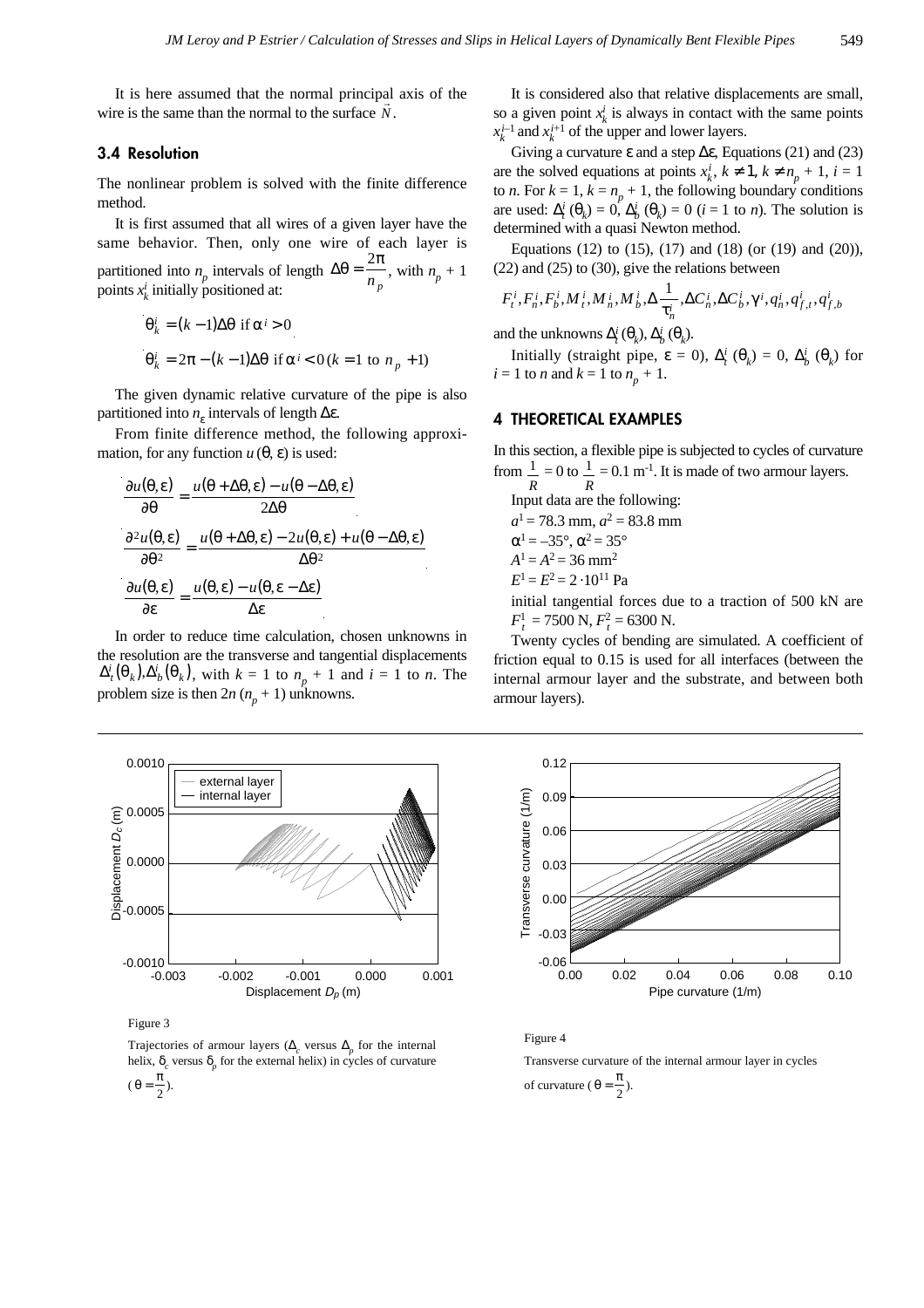It is here assumed that the normal principal axis of the wire is the same than the normal to the surface $\vec{N}$.

### 3.4 Resolution

The nonlinear problem is solved with the finite difference method.

It is first assumed that all wires of a given layer have the same behavior. Then, only one wire of each layer is partitioned into $n_p$ intervals of length $\Delta\theta = \frac{2\pi}{n_p}$, with $n_p + 1$ points $x_k^i$ initially positioned at:

$$\theta_k^i = (k-1)\Delta\theta \text{ if } \alpha^i > 0$$

$$\theta_k^i = 2\pi - (k-1)\Delta\theta \text{ if } \alpha^i < 0 \; (k = 1 \text{ to } n_p + 1)$$

The given dynamic relative curvature of the pipe is also partitioned into $n_\varepsilon$ intervals of length $\Delta\varepsilon$.

From finite difference method, the following approximation, for any function $u(\theta, \varepsilon)$ is used:

$$\frac{\partial u(\theta,\varepsilon)}{\partial\theta} = \frac{u(\theta+\Delta\theta,\varepsilon) - u(\theta-\Delta\theta,\varepsilon)}{2\Delta\theta}$$

$$\frac{\partial^2 u(\theta,\varepsilon)}{\partial\theta^2} = \frac{u(\theta+\Delta\theta,\varepsilon) - 2u(\theta,\varepsilon) + u(\theta-\Delta\theta,\varepsilon)}{\Delta\theta^2}$$

$$\frac{\partial u(\theta,\varepsilon)}{\partial\varepsilon} = \frac{u(\theta,\varepsilon) - u(\theta,\varepsilon-\Delta\varepsilon)}{\Delta\varepsilon}$$

In order to reduce time calculation, chosen unknowns in the resolution are the transverse and tangential displacements $\Delta_t^i(\theta_k), \Delta_b^i(\theta_k)$, with $k = 1$ to $n_p + 1$ and $i = 1$ to $n$. The problem size is then $2n(n_p + 1)$ unknowns.

It is considered also that relative displacements are small, so a given point $x_k^i$ is always in contact with the same points $x_k^{i-1}$ and $x_k^{i+1}$ of the upper and lower layers.

Giving a curvature $\varepsilon$ and a step $\Delta\varepsilon$, Equations (21) and (23) are the solved equations at points $x_k^i$, $k \neq 1$, $k \neq n_p + 1$, $i = 1$ to $n$. For $k = 1$, $k = n_p + 1$, the following boundary conditions are used: $\Delta_t^i(\theta_k) = 0$, $\Delta_b^i(\theta_k) = 0$ ($i = 1$ to $n$). The solution is determined with a quasi Newton method.

Equations (12) to (15), (17) and (18) (or (19) and (20)), (22) and (25) to (30), give the relations between

$$F_t^i, F_n^i, F_b^i, M_t^i, M_n^i, M_b^i, \Delta\frac{1}{\tau_n^i}, \Delta C_n^i, \Delta C_b^i, \gamma^i, q_n^i, q_{f,t}^i, q_{f,b}^i$$

and the unknowns $\Delta_t^i(\theta_k)$, $\Delta_b^i(\theta_k)$.

Initially (straight pipe, $\varepsilon = 0$), $\Delta_t^i(\theta_k) = 0$, $\Delta_b^i(\theta_k)$ for $i = 1$ to $n$ and $k = 1$ to $n_p + 1$.

## 4 THEORETICAL EXAMPLES

In this section, a flexible pipe is subjected to cycles of curvature from $\frac{1}{R} = 0$ to $\frac{1}{R} = 0.1\ \text{m}^{-1}$. It is made of two armour layers.

Input data are the following:

$a^1 = 78.3$ mm, $a^2 = 83.8$ mm

$\alpha^1 = -35°$, $\alpha^2 = 35°$

$A^1 = A^2 = 36\ \text{mm}^2$

$E^1 = E^2 = 2 \cdot 10^{11}$ Pa

initial tangential forces due to a traction of 500 kN are $F_t^1 = 7500$ N, $F_t^2 = 6300$ N.

Twenty cycles of bending are simulated. A coefficient of friction equal to 0.15 is used for all interfaces (between the internal armour layer and the substrate, and between both armour layers).

Figure 3

Trajectories of armour layers ($\Delta_c$ versus $\Delta_p$ for the internal helix, $\delta_c$ versus $\delta_p$ for the external helix) in cycles of curvature ($\theta = \frac{\pi}{2}$).

Figure 4

Transverse curvature of the internal armour layer in cycles of curvature ($\theta = \frac{\pi}{2}$).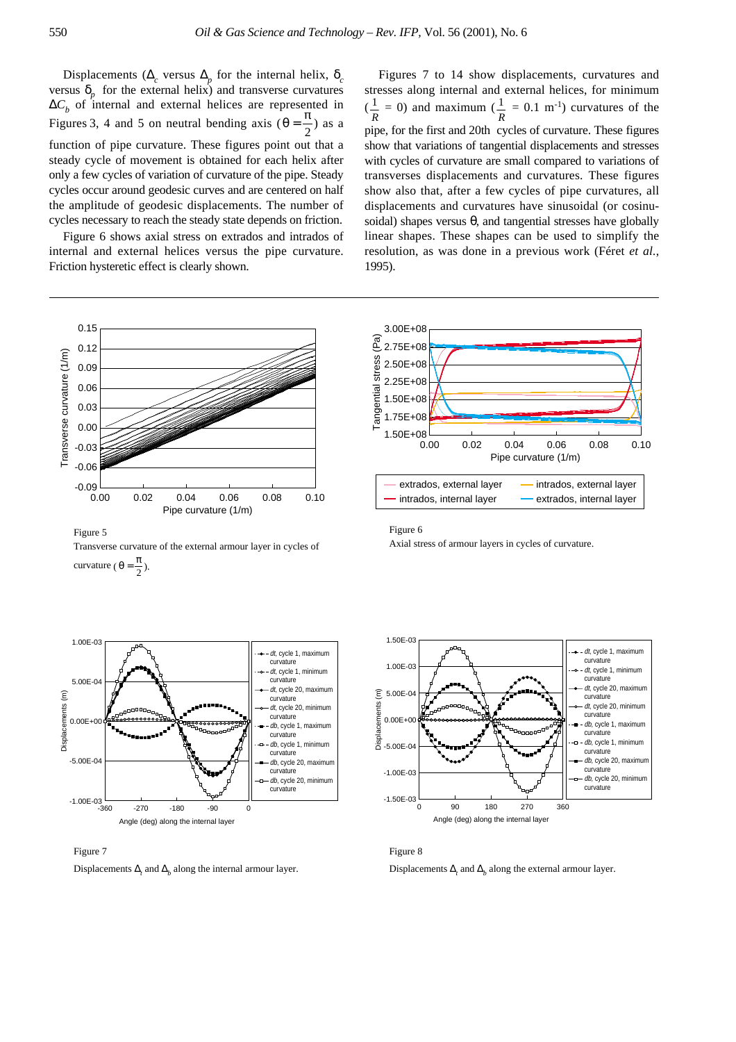Displacements ($\Delta_c$ versus $\Delta_p$ for the internal helix, $\delta_c$ versus $\delta_p$ for the external helix) and transverse curvatures $\Delta C_b$ of internal and external helices are represented in Figures 3, 4 and 5 on neutral bending axis ($\theta = \frac{\pi}{2}$) as a function of pipe curvature. These figures point out that a steady cycle of movement is obtained for each helix after only a few cycles of variation of curvature of the pipe. Steady cycles occur around geodesic curves and are centered on half the amplitude of geodesic displacements. The number of cycles necessary to reach the steady state depends on friction.

Figure 6 shows axial stress on extrados and intrados of internal and external helices versus the pipe curvature. Friction hysteretic effect is clearly shown.

Figures 7 to 14 show displacements, curvatures and stresses along internal and external helices, for minimum ($\frac{1}{R}$ = 0) and maximum ($\frac{1}{R}$ = 0.1 $m^{-1}$) curvatures of the pipe, for the first and 20th cycles of curvature. These figures show that variations of tangential displacements and stresses with cycles of curvature are small compared to variations of transverses displacements and curvatures. These figures show also that, after a few cycles of pipe curvatures, all displacements and curvatures have sinusoidal (or cosinusoidal) shapes versus $\theta$, and tangential stresses have globally linear shapes. These shapes can be used to simplify the resolution, as was done in a previous work (Féret *et al.*, 1995).

Figure 5

Transverse curvature of the external armour layer in cycles of curvature ($\theta = \frac{\pi}{2}$).

Figure 6

Axial stress of armour layers in cycles of curvature.

Figure 7

Displacements $\Delta_t$ and $\Delta_b$ along the internal armour layer.

Figure 8

Displacements $\Delta_t$ and $\Delta_b$ along the external armour layer.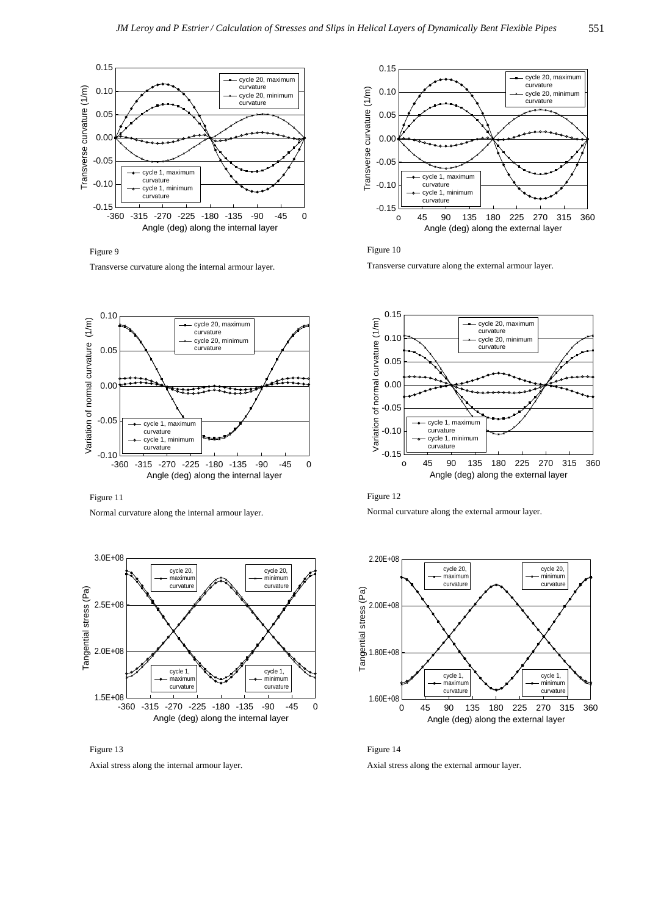Figure 9

Transverse curvature along the internal armour layer.

Figure 10

Transverse curvature along the external armour layer.

Figure 11

Normal curvature along the internal armour layer.

Figure 12

Normal curvature along the external armour layer.

Figure 13

Axial stress along the internal armour layer.

Figure 14

Axial stress along the external armour layer.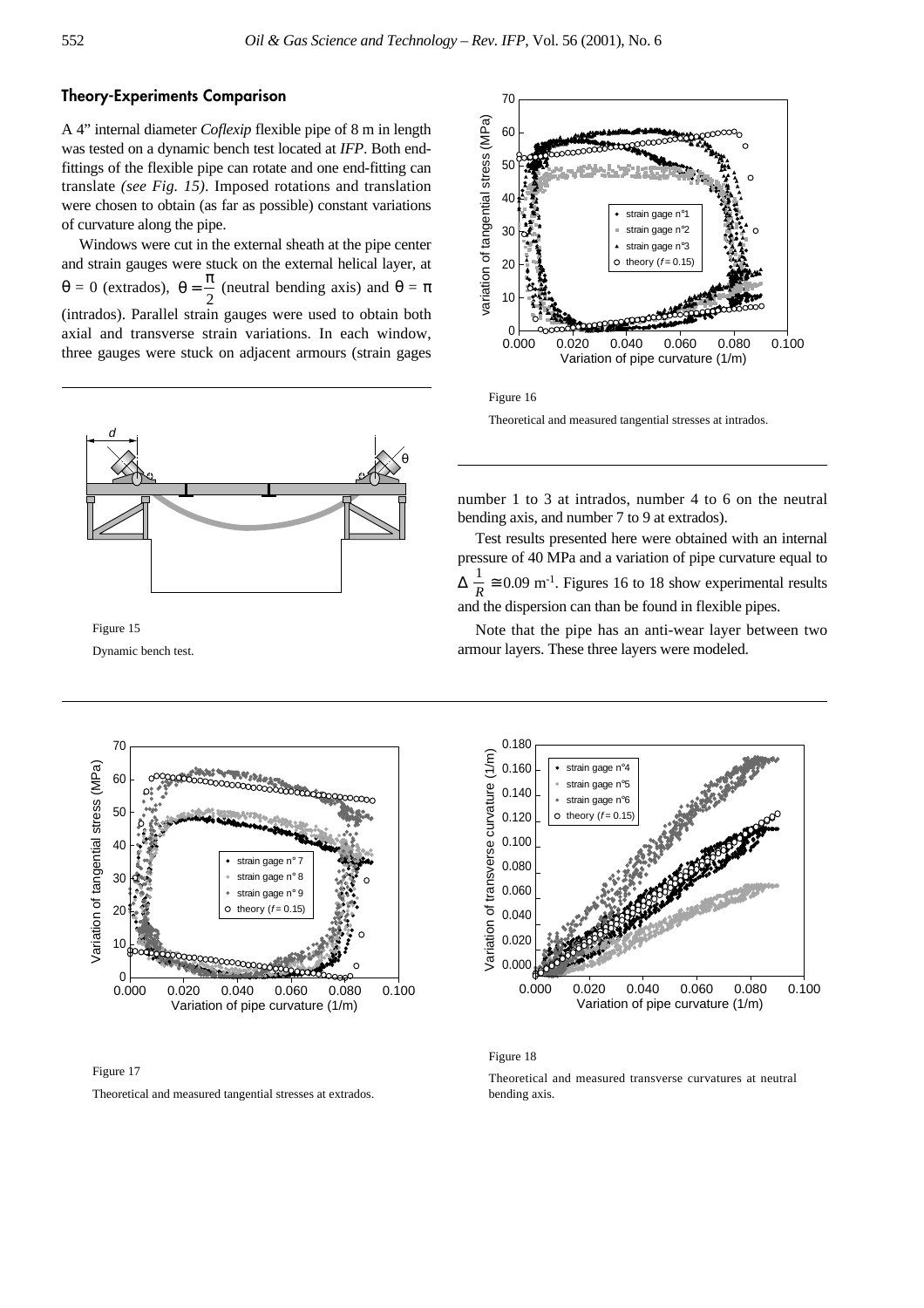### Theory-Experiments Comparison

A 4" internal diameter *Coflexip* flexible pipe of 8 m in length was tested on a dynamic bench test located at *IFP*. Both end-fittings of the flexible pipe can rotate and one end-fitting can translate *(see Fig. 15)*. Imposed rotations and translation were chosen to obtain (as far as possible) constant variations of curvature along the pipe.

Windows were cut in the external sheath at the pipe center and strain gauges were stuck on the external helical layer, at $\theta = 0$ (extrados), $\theta = \frac{\pi}{2}$ (neutral bending axis) and $\theta = \pi$ (intrados). Parallel strain gauges were used to obtain both axial and transverse strain variations. In each window, three gauges were stuck on adjacent armours (strain gages number 1 to 3 at intrados, number 4 to 6 on the neutral bending axis, and number 7 to 9 at extrados).

Figure 15

Dynamic bench test.

Figure 16

Theoretical and measured tangential stresses at intrados.

Test results presented here were obtained with an internal pressure of 40 MPa and a variation of pipe curvature equal to $\Delta \frac{1}{R} \cong 0.09$ m$^{-1}$. Figures 16 to 18 show experimental results and the dispersion can than be found in flexible pipes.

Note that the pipe has an anti-wear layer between two armour layers. These three layers were modeled.

Figure 17

Theoretical and measured tangential stresses at extrados.

Figure 18

Theoretical and measured transverse curvatures at neutral bending axis.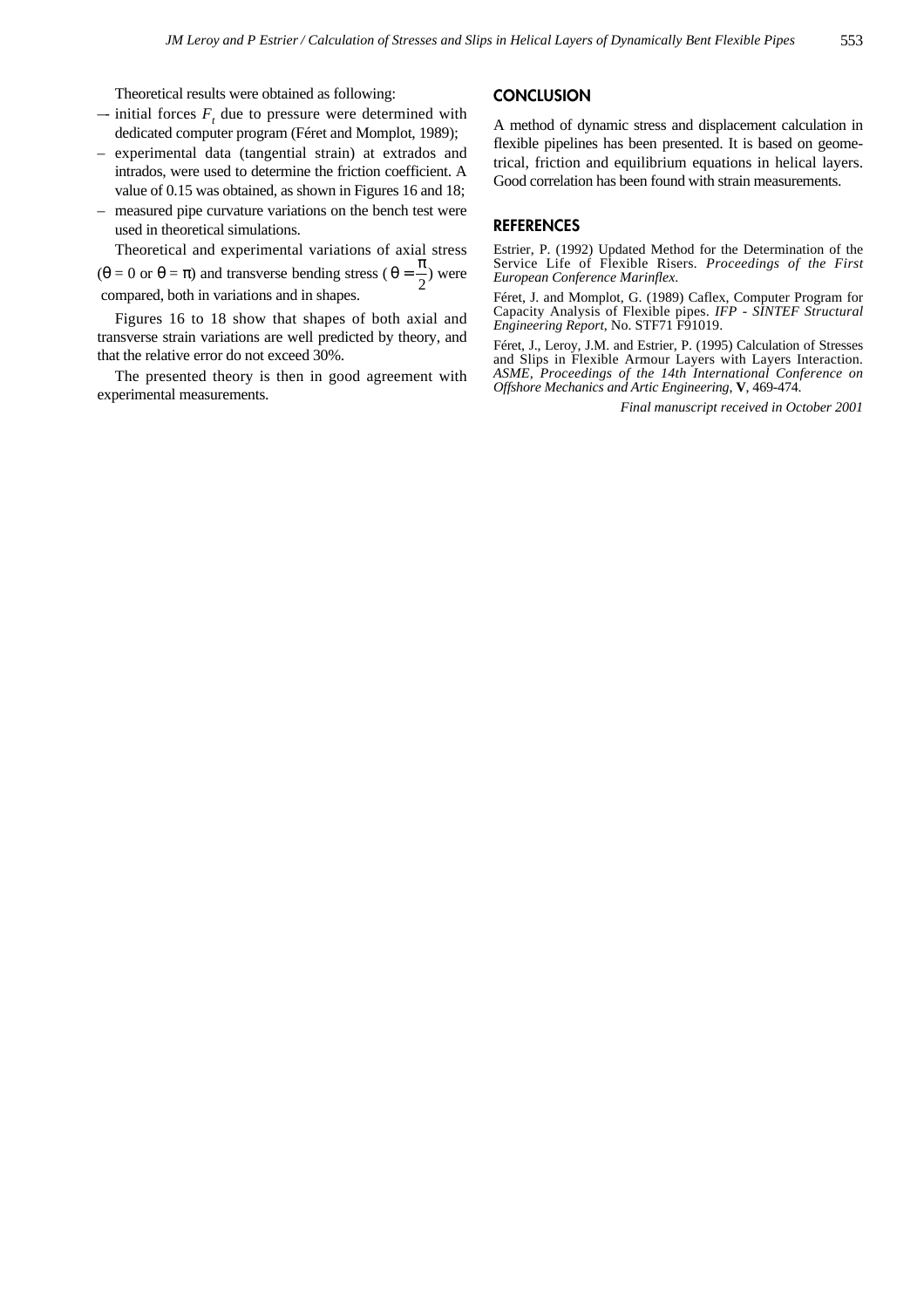Theoretical results were obtained as following:

- initial forces $F_t$ due to pressure were determined with dedicated computer program (Féret and Momplot, 1989);
- experimental data (tangential strain) at extrados and intrados, were used to determine the friction coefficient. A value of 0.15 was obtained, as shown in Figures 16 and 18;
- measured pipe curvature variations on the bench test were used in theoretical simulations.

Theoretical and experimental variations of axial stress ($\theta = 0$ or $\theta = \pi$) and transverse bending stress ($\theta = \frac{\pi}{2}$) were compared, both in variations and in shapes.

Figures 16 to 18 show that shapes of both axial and transverse strain variations are well predicted by theory, and that the relative error do not exceed 30%.

The presented theory is then in good agreement with experimental measurements.

## CONCLUSION

A method of dynamic stress and displacement calculation in flexible pipelines has been presented. It is based on geometrical, friction and equilibrium equations in helical layers. Good correlation has been found with strain measurements.

## REFERENCES

Estrier, P. (1992) Updated Method for the Determination of the Service Life of Flexible Risers. *Proceedings of the First European Conference Marinflex.*

Féret, J. and Momplot, G. (1989) Caflex, Computer Program for Capacity Analysis of Flexible pipes. *IFP - SINTEF Structural Engineering Report*, No. STF71 F91019.

Féret, J., Leroy, J.M. and Estrier, P. (1995) Calculation of Stresses and Slips in Flexible Armour Layers with Layers Interaction. *ASME, Proceedings of the 14th International Conference on Offshore Mechanics and Artic Engineering*, **V**, 469-474.

*Final manuscript received in October 2001*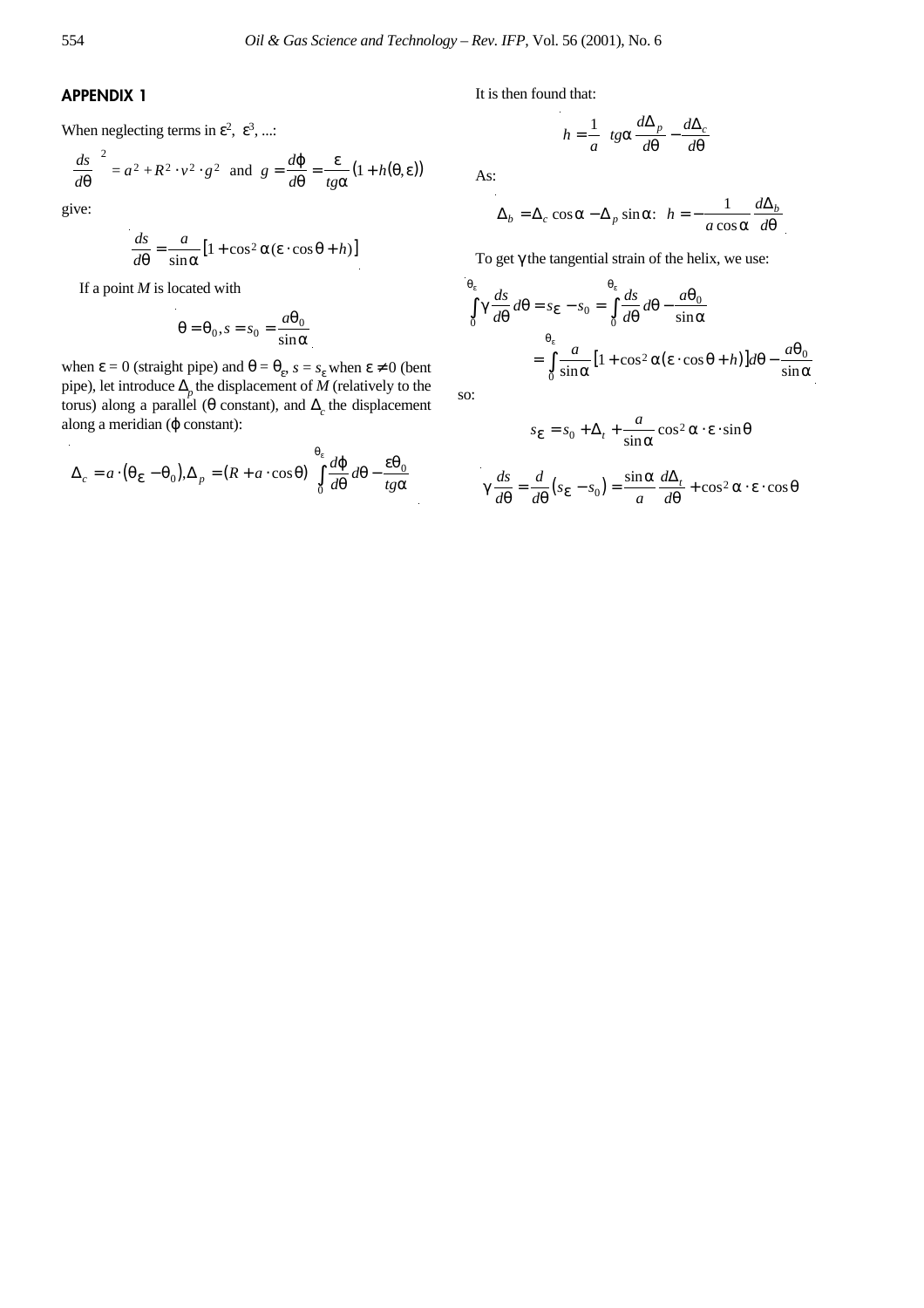## APPENDIX 1

When neglecting terms in $\varepsilon^2$, $\varepsilon^3$, ...:

$$\left(\frac{ds}{d\theta}\right)^2 = a^2 + R^2 \cdot v^2 \cdot g^2 \quad \text{and} \quad g = \frac{d\varphi}{d\theta} = \frac{\varepsilon}{tg\alpha}\left(1 + h(\theta, \varepsilon)\right)$$

give:

$$\frac{ds}{d\theta} = \frac{a}{\sin\alpha}\left[1 + \cos^2\alpha\,(\varepsilon \cdot \cos\theta + h)\right]$$

If a point $M$ is located with

$$\theta = \theta_0, s = s_0 = \frac{a\theta_0}{\sin\alpha}$$

when $\varepsilon = 0$ (straight pipe) and $\theta = \theta_\varepsilon$, $s = s_\varepsilon$ when $\varepsilon \neq 0$ (bent pipe), let introduce $\Delta_p$ the displacement of $M$ (relatively to the torus) along a parallel ($\theta$ constant), and $\Delta_c$ the displacement along a meridian ($\varphi$ constant):

$$\Delta_c = a \cdot (\theta_\varepsilon - \theta_0), \Delta_p = (R + a \cdot \cos\theta)\left(\int_0^{\theta_\varepsilon} \frac{d\varphi}{d\theta} d\theta - \frac{\varepsilon\theta_0}{tg\alpha}\right)$$

It is then found that:

$$h = \frac{1}{a}\left(tg\alpha \frac{d\Delta_p}{d\theta} - \frac{d\Delta_c}{d\theta}\right)$$

As:

$$\Delta_b = \Delta_c \cos\alpha - \Delta_p \sin\alpha: \quad h = -\frac{1}{a\cos\alpha}\frac{d\Delta_b}{d\theta}$$

To get $\gamma$ the tangential strain of the helix, we use:

$$\int_0^{\theta_\varepsilon} \gamma \frac{ds}{d\theta} d\theta = s_\varepsilon - s_0 = \int_0^{\theta_\varepsilon} \frac{ds}{d\theta} d\theta - \frac{a\theta_0}{\sin\alpha}$$

$$= \int_0^{\theta_\varepsilon} \frac{a}{\sin\alpha}\left[1 + \cos^2\alpha\left(\varepsilon \cdot \cos\theta + h\right)\right] d\theta - \frac{a\theta_0}{\sin\alpha}$$

so:

$$s_\varepsilon = s_0 + \Delta_t + \frac{a}{\sin\alpha}\cos^2\alpha \cdot \varepsilon \cdot \sin\theta$$

$$\gamma \frac{ds}{d\theta} = \frac{d}{d\theta}\left(s_\varepsilon - s_0\right) = \frac{\sin\alpha}{a}\frac{d\Delta_t}{d\theta} + \cos^2\alpha \cdot \varepsilon \cdot \cos\theta$$